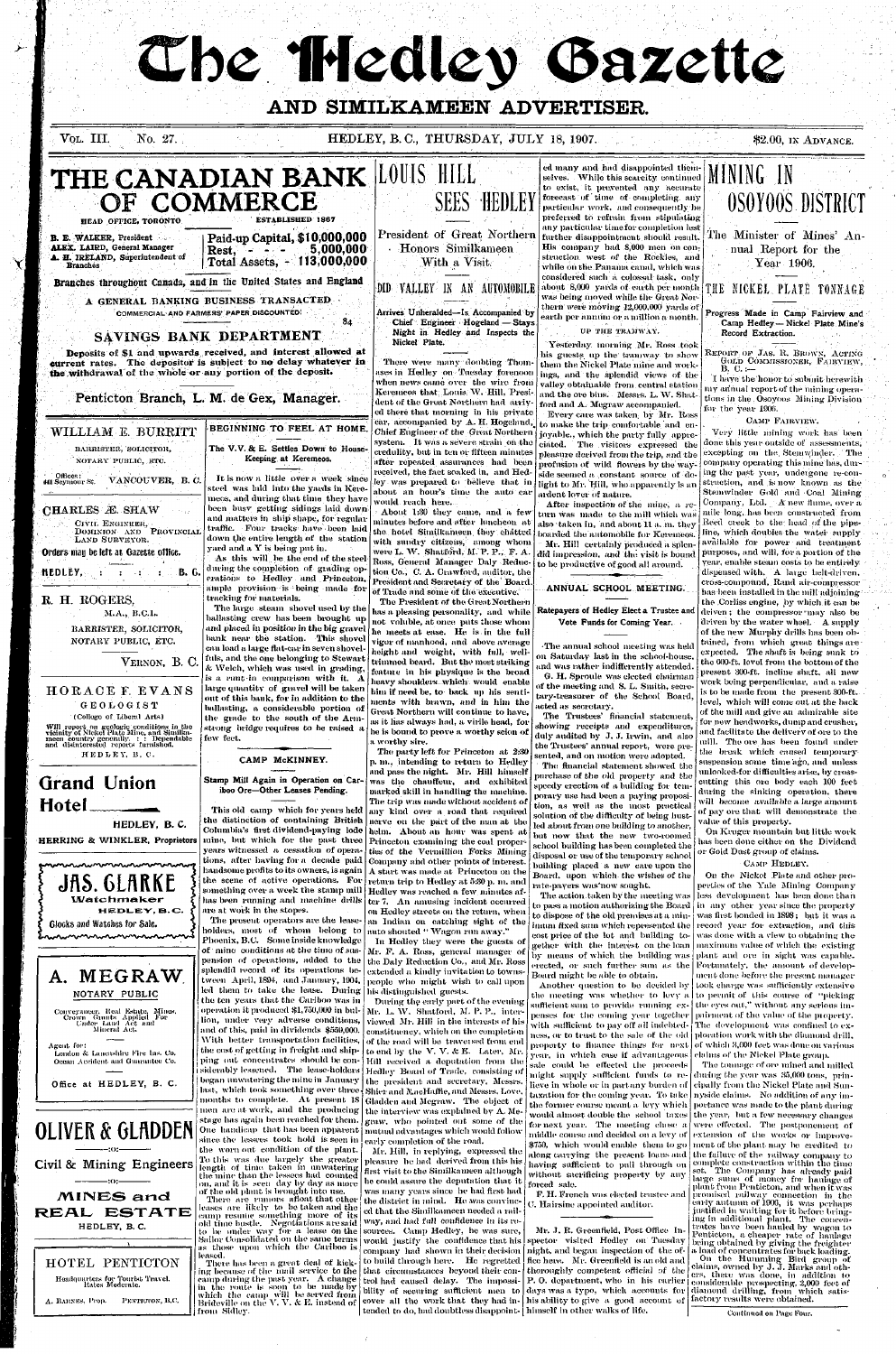# The Hedley Gazette

## AND SIMILKAMEEN ADVERTISER.

VOL. III. No. 27. HEDLEY, B.C., THURSDAY, JULY 18, 1907. $2.00, IN ADVANCE.

# THE CANADIAN BANK OF COMMERCE

HEAD OFFICE, TORONTO — ESTABLISHED 1867

B. E. WALKER, President
ALEX. LAIRD, General Manager
A. H. IRELAND, Superintendent of Branches

Paid-up Capital, $10,000,000
Rest, - - - 5,000,000
Total Assets, - 113,000,000

**Branches throughout Canada, and in the United States and England**

A GENERAL BANKING BUSINESS TRANSACTED

COMMERCIAL AND FARMERS' PAPER DISCOUNTED

84

## SAVINGS BANK DEPARTMENT

**Deposits of $1 and upwards received, and interest allowed at current rates. The depositor is subject to no delay whatever in the withdrawal of the whole or any portion of the deposit.**

**Penticton Branch, L. M. de Gex, Manager.**

---

**WILLIAM E. BURRITT**

BARRISTER, SOLICITOR, NOTARY PUBLIC, ETC.

Offices: 441 Seymour St. VANCOUVER, B. C.

---

**CHARLES Æ. SHAW**

CIVIL ENGINEER, DOMINION AND PROVINCIAL LAND SURVEYOR.

**Orders may be left at Gazette office.**

HEDLEY, : : : : B. C.

---

**R. H. ROGERS,**

M.A., B.C.L.

BARRISTER, SOLICITOR, NOTARY PUBLIC, ETC.

VERNON, B. C.

---

**HORACE F. EVANS**

GEOLOGIST

(College of Liberal Arts)

Will report on geologic conditions in the vicinity of Nickel Plate Mine, and Similkameen country generally. : : Dependable and disinterested reports furnished.

HEDLEY, B. C.

---

**Grand Union Hotel**

HEDLEY, B. C.

HERRING & WINKLER, Proprietors

---

**JAS. CLARKE**

**Watchmaker**

HEDLEY, B.C.

Clocks and Watches for Sale.

---

**A. MEGRAW**

NOTARY PUBLIC

Conveyancer, Real Estate, Mines, Crown Grants Applied For Under Land Act and Mineral Act.

Agent for: London & Lancashire Fire Ins. Co. Ocean Accident and Guarantee Co.

Office at HEDLEY, B. C.

---

**OLIVER & GLADDEN**

Civil & Mining Engineers

**MINES and REAL ESTATE**

HEDLEY, B. C.

---

**HOTEL PENTICTON**

Headquarters for Tourist Travel. Rates Moderate.

A. BARNES, Prop. PENTICTON, B.C.

---

## BEGINNING TO FEEL AT HOME.

**The V.V. & E. Settles Down to House-Keeping at Keremeos.**

It is now a little over a week since steel was laid into the yards in Keremeos, and during that time they have been busy getting sidings laid down and matters in ship shape, for regular traffic. Four tracks have been laid down the entire length of the station yard and a Y is being put in.

As this will be the end of the steel during the completion of grading operations to Hedley and Princeton, ample provision is being made for tracking for materials.

The large steam shovel used by the ballasting crew has been brought up and placed in position in the big gravel bank near the station. This shovel can load a large flat-car in seven shovelfuls, and the one belonging to Stewart & Welch, which was used in grading, is a runt in comparison with it. A large quantity of gravel will be taken out of this bank, for in addition to the ballasting, a considerable portion of the grade to the south of the Armstrong bridge requires to be raised a few feet.

## CAMP McKINNEY.

**Stamp Mill Again in Operation on Cariboo Ore—Other Leases Pending.**

This old camp which for years held the distinction of containing British Columbia's first dividend-paying lode mine, but which for the past three years witnessed a cessation of operations, after having for a decade paid handsome profits to its owners, is again the scene of active operations. For something over a week the stamp mill has been running and machine drills are at work in the stopes.

The present operators are the leaseholders, most of whom belong to Phoenix, B.C. Some inside knowledge of mine conditions at the time of suspension of operations, added to the splendid record of its operations between April, 1894, and January, 1904, led them to take the lease. During the ten years that the Cariboo was in operation it produced $1,750,000 in bullion, under very adverse conditions, and of this, paid in dividends $550,000. With better transportation facilities, the cost of getting in freight and shipping out concentrates should be considerably lessened. The lease-holders began unwatering the mine in January last, which took something over three months to complete. At present 18 men are at work, and the producing stage has again been reached for them. One handicap that has been apparent since the lessees took hold is seen in the worn out condition of the plant. To this was due largely the greater length of time taken in unwatering the mine than the lessees had counted on, and it is seen day by day as more of the old plant is brought into use.

There are rumors afloat that other leases are likely to be taken and the camp resume something more of its old time bustle. Negotiations are said to be under way for a lease on the Sailor Consolidated on the same terms as those upon which the Cariboo is leased.

There has been a great deal of kicking because of the mail service to the camp during the past year. A change in the route is soon to be made by which the camp will be served from Bridesville on the V. V. & E. instead of from Sidley.

# LOUIS HILL SEES HEDLEY

**President of Great Northern Honors Similkameen With a Visit.**

## DID VALLEY IN AN AUTOMOBILE

**Arrives Unheralded—Is Accompanied by Chief Engineer Hogeland—Stays Night in Hedley and Inspects the Nickel Plate.**

There were many doubting Thomases in Hedley on Tuesday forenoon when news came over the wire from Keremeos that Louis W. Hill, President of the Great Northern had arrived there that morning in his private car, accompanied by A. H. Hogeland, Chief Engineer of the Great Northern system. It was a severe strain on the credulity, but in ten or fifteen minutes after repeated assurances had been received, the fact soaked in, and Hedley was prepared to believe that in about an hour's time the auto car would reach here.

About 1:30 they came, and a few minutes before and after luncheon at the hotel Similkameen they chatted with sundry citizens, among whom were L. W. Shatford, M. P. P., F. A. Ross, General Manager Daly Reduction Co., C. A. Crawford, auditor, the President and Secretary of the Board of Trade and some of the executive.

The President of the Great Northern has a pleasing personality, and while not voluble, at once puts those whom he meets at ease. He is in the full vigor of manhood, and above average height and weight, with full, well-trimmed beard. But the most striking feature in his physique is the broad heavy shoulders which would enable him if need be, to back up his sentiments with brawn, and in him the Great Northern will continue to have, as it has always had, a virile head, for he is bound to prove a worthy scion of a worthy sire.

The party left for Princeton at 2:30 p. m., intending to return to Hedley and pass the night. Mr. Hill himself was the chauffeur, and exhibited marked skill in handling the machine. The trip was made without accident of any kind over a road that required nerve on the part of the man at the helm. About an hour was spent at Princeton examining the coal properties of the Vermillion Forks Mining Company and other points of interest. A start was made at Princeton on the return trip to Hedley at 5:30 p. m. and Hedley was reached a few minutes after 7. An amusing incident occurred on Hedley streets on the return, when an Indian on catching sight of the auto shouted "Wagon run away."

In Hedley they were the guests of Mr. F. A. Ross, general manager of the Daly Reduction Co., and Mr. Ross extended a kindly invitation to townspeople who might wish to call upon his distinguished guests.

During the early part of the evening Mr. L. W. Shatford, M. P. P., interviewed Mr. Hill in the interests of his constituency, which on the completion of the road will be traversed from end to end by the V. V. & E. Later, Mr. Hill received a deputation from the Hedley Board of Trade, consisting of the president and secretary, Messrs. Shier and MacHaffie, and Messrs. Love, Gladden and Megraw. The object of the interview was explained by A. Megraw, who pointed out some of the mutual advantages which would follow early completion of the road.

Mr. Hill, in replying, expressed the pleasure he had derived from this his first visit to the Similkameen although he could assure the deputation that it was many years since he had first had the district in mind. He was convinced that the Similkameen needed a railway, and had full confidence in its resources. Camp Hedley, he was sure, would justify the confidence that his company had shown in their decision to build through here. He regretted that circumstances beyond their control had caused delay. The impossibility of securing sufficient men to cover all the work that they had intended to do, had doubtless disappointed many and had disappointed themselves. While this scarcity continued to exist, it prevented any accurate forecast of time of completing any particular work, and consequently he preferred to refrain from stipulating any particular time for completion lest further disappointment should result. His company had 8,000 men on construction west of the Rockies, and while on the Panama canal, which was considered such a colossal task, only about 8,000 yards of earth per month was being moved while the Great Northern were moving 12,000,000 yards of earth per annum or a million a month.

### UP THE TRAMWAY.

Yesterday morning Mr. Ross took his guests up the tramway to show them the Nickel Plate mine and workings, and the splendid views of the valley obtainable from central station and the ore bins. Messrs. L. W. Shatford and A. Megraw accompanied.

Every care was taken by Mr. Ross to make the trip comfortable and enjoyable, which the party fully appreciated. The visitors expressed the pleasure derived from the trip, and the profusion of wild flowers by the wayside seemed a constant source of delight to Mr. Hill, who apparently is an ardent lover of nature.

After inspection of the mine, a return was made to the mill which was also taken in, and about 11 a. m. they boarded the automobile for Keremeos.

Mr. Hill certainly produced a splendid impression, and the visit is bound to be productive of good all around.

## ANNUAL SCHOOL MEETING.

**Ratepayers of Hedley Elect a Trustee and Vote Funds for Coming Year.**

The annual school meeting was held on Saturday last in the school-house, and was rather indifferently attended.

G. H. Sproule was elected chairman of the meeting and S. L. Smith, secretary-treasurer of the School Board, acted as secretary.

The Trustees' financial statement, showing receipts and expenditures, duly audited by J. J. Irwin, and also the Trustees' annual report, were presented, and on motion were adopted.

The financial statement showed the purchase of the old property and the speedy erection of a building for temporary use had been a paying proposition, as well as the most practical solution of the difficulty of being hustled about from one building to another, but now that the new two-roomed school building has been completed the disposal or use of the temporary school building placed a new care upon the Board, upon which the wishes of the rate-payers was now sought.

The action taken by the meeting was to pass a motion authorizing the Board to dispose of the old premises at a minimum fixed sum which represented the cost price of the lot and building together with the interest on the loan by means of which the building was erected, or such further sum as the Board might be able to obtain.

Another question to be decided by the meeting was whether to levy a sufficient sum to provide running expenses for the coming year together with sufficient to pay off all indebtedness, or to trust to the sale of the old property to finance things for next year, in which case if advantageous sale could be effected the proceeds might supply sufficient funds to relieve in whole or in part any burden of taxation for the coming year. To take the former course meant a levy which would almost double the school taxes for next year. The meeting chose a middle course and decided on a levy of $750, which would enable them to go along carrying the present loans and having sufficient to pull through on without sacrificing property by any forced sale.

F. H. French was elected trustee and C. Hairsine appointed auditor.

---

Mr. J. R. Greenfield, Post Office Inspector visited Hedley on Tuesday night, and began inspection of the office here. Mr. Greenfield is an old and thoroughly competent official of the P. O. department, who in his earlier days was a typo, which accounts for his ability to give a good account of himself in other walks of life.

# MINING IN OSOYOOS DISTRICT

**The Minister of Mines' Annual Report for the Year 1906.**

## THE NICKEL PLATE TONNAGE

**Progress Made in Camp Fairview and Camp Hedley—Nickel Plate Mine's Record Extraction.**

REPORT OF JAS. R. BROWN, ACTING GOLD COMMISSIONER, FAIRVIEW, B. C.:—

I have the honor to submit herewith my annual report of the mining operations in the Osoyoos Mining Division for the year 1906.

### CAMP FAIRVIEW.

Very little mining work has been done this year outside of assessments, excepting on the Stemwinder. The company operating this mine has, during the past year, undergone re-construction, and is now known as the Stemwinder Gold and Coal Mining Company, Ltd. A new flume, over a mile long, has been constructed from Reed creek to the head of the pipe-line, which doubles the water supply available for power and treatment purposes, and will, for a portion of the year, enable steam costs to be entirely dispensed with. A large belt-driven, cross-compound, Rand air-compressor has been installed in the mill adjoining the Corliss engine, by which it can be driven; the compressor may also be driven by the water wheel. A supply of the new Murphy drills has been obtained, from which great things are expected. The shaft is being sunk to the 600-ft. level from the bottom of the present 300-ft. incline shaft, all new work being perpendicular, and a raise is to be made from the present 300-ft. level, which will come out at the back of the mill and give an admirable site for new headworks, dump and crusher, and facilitate the delivery of ore to the mill. The ore has been found under the break which caused temporary suspension some time ago, and unless unlooked-for difficulties arise, by cross-cutting this ore body each 100 feet during the sinking operation, there will become available a large amount of pay ore that will demonstrate the value of this property.

On Kruger mountain but little work has been done either on the Dividend or Gold Dust group of claims.

### CAMP HEDLEY.

On the Nickel Plate and other properties of the Yale Mining Company less development has been done than in any other year since the property was first bonded in 1898; but it was a record year for extraction, and this was done with a view to obtaining the maximum value of which the existing plant and ore in sight was capable. Fortunately, the amount of development done before the present manager took charge was sufficiently extensive to permit of this course of "picking the eyes out," without any serious impairment of the value of the property. The development was confined to exploration work with the diamond drill, of which 3,600 feet was done on various claims of the Nickel Plate group.

The tonnage of ore mined and milled during the year was 35,600 tons, principally from the Nickel Plate and Sunnyside claims. No addition of any importance was made to the plant during the year, but a few necessary changes were effected. The postponement of extension of the works or improvement of the plant may be credited to the failure of the railway company to complete construction within the time set. The Company has already paid large sums of money for haulage of plant from Penticton, and when it was promised railway connection in the early autumn of 1906, it was perhaps justified in waiting for it before bringing in additional plant. The concentrates have been hauled by wagon to Penticton, a cheaper rate of haulage being obtained by giving the freighter a load of concentrates for back loading.

On the Princess Bird group of claims, owned by J. J. Marks and others, there was done, in addition to considerable prospecting, 2,000 feet of diamond drilling, from which satisfactory results were obtained.

Continued on Page Four.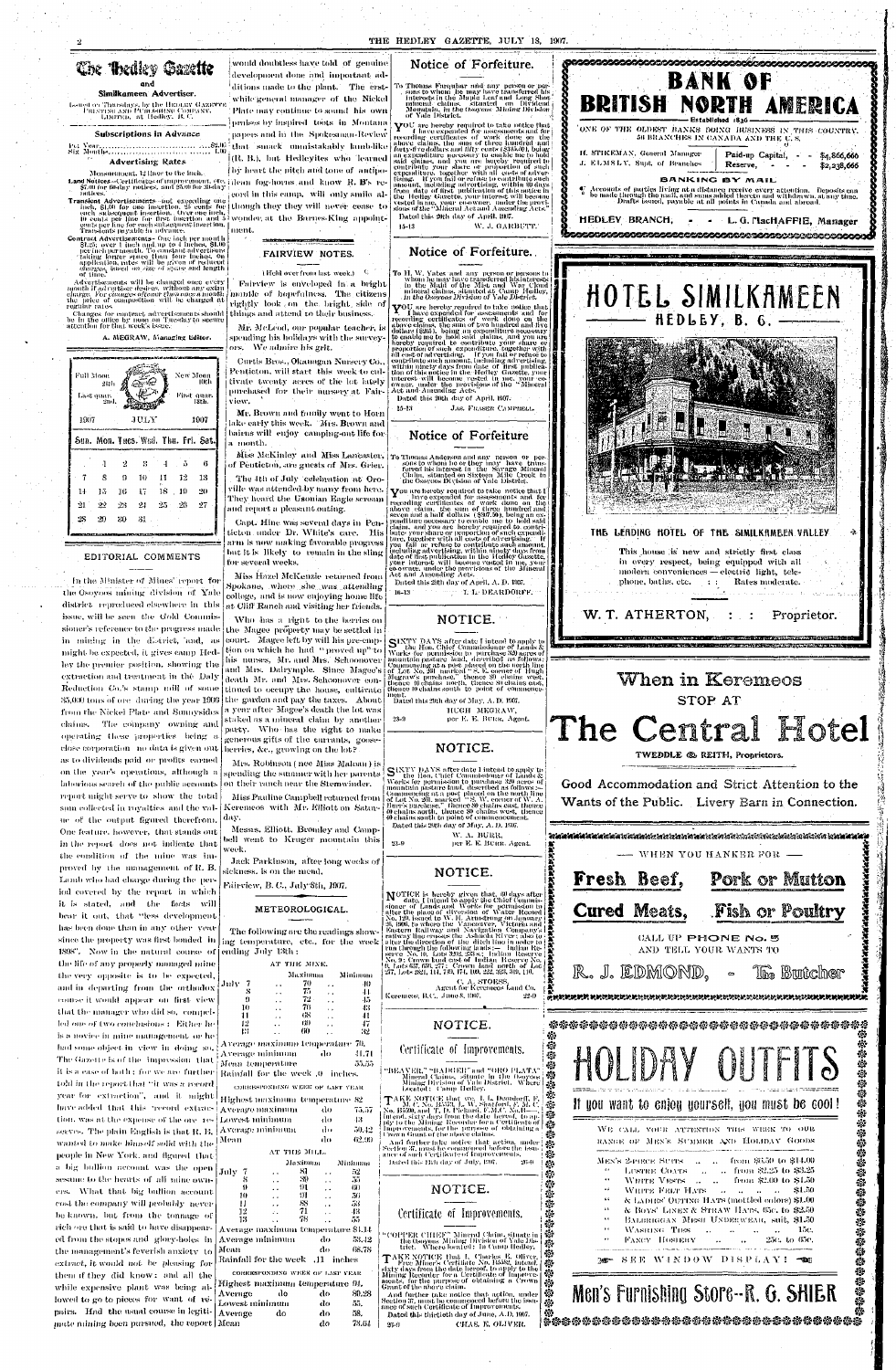# The Hedley Gazette

## and Similkameen Advertiser.

Issued on Thursdays, by the HEDLEY GAZETTE PRINTING AND PUBLISHING COMPANY, LIMITED, at Hedley, B. C.

### Subscriptions in Advance

Per Year............................$2.00
Six Months............................1.00

### Advertising Rates

Measurement, 12 lines to the inch.

**Land Notices**—Certificates of improvement, etc. $7.00 for 60-day notices, and $5.00 for 30-day notices.

**Transient Advertisements**—not exceeding one inch, $1.00 for one insertion, 25 cents for each subsequent insertion. Over one inch, 10 cents per line for first insertion and 5 cents per line for each subsequent insertion. Transients payable in advance.

**Contract Advertisements**—One inch per month $1.25; over 1 inch and up to 4 inches, $1.00 per inch per month. To constant advertisers taking larger space than four inches, on application, rates will be given of reduced charges, based on size of space and length of time.

Advertisements will be changed once every month if advertiser desires, without any extra charge. For changes oftener than once a month the price of composition will be charged at regular rates.

Changes for contract advertisements should be in the office by noon on Tuesday to secure attention for that week's issue.

A. MEGRAW, Managing Editor.

Full Moon 25th. New Moon 10th. Last quar. 2nd. First quar. 18th.

| 1907 | | | JULY | | | 1907 |
|---|---|---|---|---|---|---|
| Sun. | Mon. | Tues. | Wed. | Thu. | Fri. | Sat. |
| | 1 | 2 | 3 | 4 | 5 | 6 |
| 7 | 8 | 9 | 10 | 11 | 12 | 13 |
| 14 | 15 | 16 | 17 | 18 | 19 | 20 |
| 21 | 22 | 23 | 24 | 25 | 26 | 27 |
| 28 | 29 | 30 | 31 | | | |

## EDITORIAL COMMENTS

In the Minister of Mines' report for the Osoyoos mining division of Yale district reproduced elsewhere in this issue, will be seen the Gold Commissioner's reference to the progress made in mining in the district, and, as might be expected, it gives camp Hedley the premier position, showing the extraction and treatment in the Daly Reduction Co.'s stamp mill of some 35,000 tons of ore during the year 1906 from the Nickel Plate and Sunnyside claims. The company owning and operating these properties being a close corporation no data is given out as to dividends paid or profits earned on the year's operations, although a laborious search of the public accounts report might serve to show the total sum collected in royalties and the value of the output figured therefrom. One feature, however, that stands out in the report does not indicate that the condition of the mine was improved by the management of R. B. Lamb who had charge during the period covered by the report in which it is stated, and the facts will bear it out, that "less development has been done than in any other year since the property was first bonded in 1898". Now in the natural course of the life of any property managed mine the very opposite is to be expected, and in departing from the orthodox course it would appear on first view that the manager who did so, compelled one of two conclusions: Either he is a novice in mine management or he had some object in view in doing so. The Gazette is of the impression that it is a case of both; for we are further told in the report that "it was a record year for extraction", and it might have added that this "record extraction was at the expense of the ore reserves. The plain English is that R. B. wanted to make himself solid with the people in New York, and figured that a big bullion account was the open sesame to the hearts of all mine owners. What that big bullion account cost the company will probably never be known, but from the tonnage of rich ore that is said to have disappeared from the stopes and glory-holes in the management's feverish anxiety to extract, it would not be pleasing for them if they did know; and all the while expensive plant was being allowed to go to pieces for want of repairs. Had the usual course in legitimate mining been pursued, the report would doubtless have told of genuine development done and important additions made to the plant. The erstwhile general manager of the Nickel Plate may continue to sound his own praises by inspired toots in Montana papers and in the Spokesman-Review that smack unmistakably lamb-like (R. B.), but Hedleyites who learned by heart the pitch and tone of antipodean fog-horns and know R. B's record in this camp, will only smile although they they will never cease to wonder at the Barnes-King appointment.

## FAIRVIEW NOTES.

(Held over from last week.)

Fairview is enveloped in a bright mantle of hopefulness. The citizens rightly look on the bright side of things and attend to their business.

Mr. McLeod, our popular teacher, is spending his holidays with the surveyors. We admire his grit.

Curtis Bros., Okanagan Nursery Co., Penticton, will start this week to cultivate twenty acres of the lot lately purchased for their nursery at Fairview.

Mr. Brown and family went to Horn lake early this week. Mrs. Brown and bairns will enjoy camping-out life for a month.

Miss McKinley and Miss Lancaster, of Penticton, are guests of Mrs. Grier.

The 4th of July celebration at Oroville was attended by many from here. They heard the Usonian Eagle scream and report a pleasant outing.

Capt. Hine was several days in Penticton under Dr. White's care. His arm is now making favorable progress but it is likely to remain in the sling for several weeks.

Miss Hazel McKenzie returned from Spokane, where she was attending college, and is now enjoying home life at Cliff Ranch and visiting her friends.

Who has a right to the berries on the Magee property may be settled in court. Magee left by will his pre-emption on which he had "proved up" to his nurses, Mr. and Mrs. Schoonover and Mrs. Dalrymple. Since Magee's death Mr. and Mrs. Schoonover continued to occupy the house, cultivate the garden and pay the taxes. About a year after Magee's death the lot was staked as a mineral claim by another party. Who has the right to make generous gifts of the currants, gooseberries, &c., growing on the lot?

Mrs. Robinson (nee Miss Maloan) is spending the summer with her parents on their ranch near the Stemwinder.

Miss Pauline Campbell returned from Keremeos with Mr. Elliott on Saturday.

Messrs. Elliott, Bromley and Campbell went to Kruger mountain this week.

Jack Parkinson, after long weeks of sickness, is on the mend.

Fairview, B. C., July 8th, 1907.

## METEOROLOGICAL.

The following are the readings showing temperature, etc., for the week ending July 13th:

AT THE MINE.

| | Maximum | Minimum |
|---|---|---|
| July 7 | 80 | 40 |
| 8 | 75 | 41 |
| 9 | 72 | 45 |
| 10 | 70 | 43 |
| 11 | 68 | 41 |
| 12 | 69 | 47 |
| 13 | 60 | 32 |

Average maximum temperature 70.
Average minimum do 41.71
Mean temperature 55.55
Rainfall for the week .0 inches.

CORRESPONDING WEEK OF LAST YEAR

Highest maximum temperature 82
Average maximum do 75.57
Lowest minimum do 43
Average minimum do 50.42
Mean do 62.00

AT THE MILL.

| | Maximum | Minimum |
|---|---|---|
| July 7 | 81 | 52 |
| 8 | 89 | 57 |
| 9 | 91 | 60 |
| 10 | 91 | 50 |
| 11 | 88 | 53 |
| 12 | 71 | 43 |
| 13 | 78 | 55 |

Average maximum temperature 84.14
Average minimum do 53.12
Mean do 68.78
Rainfall for the week .11 inches

CORRESPONDING WEEK OF LAST YEAR

Highest maximum temperature 91
Average do do 80.28
Lowest minimum do 55.
Average do do 58.
Mean do 73.64

## Notice of Forfeiture.

To Thomas Farquhar and any person or persons to whom he may have transferred his interests in the Maple Leaf and Long Shot mineral claims, situated on Dividend Mountain, in the Osoyoos Mining Division of Yale District.

YOU are hereby required to take notice that I have expended for assessments and for recording certificates of work done on the above claims, the sum of three hundred and forty-five dollars and fifty cents ($345.50), being an expenditure necessary to enable me to hold said claims, and you are hereby required to contribute your share or proportion of such expenditure, together with all costs of advertising. If you fail or refuse to contribute such amount, including advertising, within 90 days from the date of first publishing of this notice in the Hedley Gazette, your interest will become vested in me, your co-owner, under the provisions of the "Mineral Act and Amending Acts."

Dated this 29th day of April, 1907.

15-13 W. J. GARBUTT.

## Notice of Forfeiture.

To H. W. Yates and any person or persons to whom he may have transferred his interests in the Maid of the Mist and War Cloud mineral claims, situated at Camp Hedley, in the Osoyoos Division of Yale District.

YOU are hereby required to take notice that I have expended for assessments and for recording certificates of work done on the above claims, the sum of two hundred and five dollars ($205), being an expenditure necessary to enable me to hold said claims, and you are hereby required to contribute your share or proportion of such expenditure, together with all cost of advertising. If you fail or refuse to contribute such amount, including advertising, within ninety days from date of first publication of this notice in the Hedley Gazette, your interest will become vested in me, your co-owner, under the provisions of the "Mineral Act and Amending Acts."

Dated this 30th day of April, 1907.

15-13 JAS. FRASER CAMPBELL.

## Notice of Forfeiture

To Thomas Anderson and any person or persons to whom he may have transferred his interest in the Sayago Mineral Claim, situated on Sixteen Mile Creek in the Osoyoos Division of Yale District.

You are hereby required to take notice that I have expended for assessments and for recording certificates of work done on the above claim, the sum of three hundred and seven and a half dollars ($307.50), being an expenditure necessary to enable me to hold said claim, and you are hereby required to contribute your share or proportion of such expenditure, together with all costs of advertising. If you fail or refuse to contribute such amount, including advertising, within ninety days from date of first publication in the Hedley Gazette, your interest will become vested in me, your co-owner, under the provisions of the Mineral Act and Amending Acts.

Dated this 29th day of April, A. D. 1907.

16-13 I. L. DEARDORFF.

## NOTICE.

SIXTY DAYS after date I intend to apply to the Hon. Chief Commissioner of Lands & Works for permission to purchase 320 acres of mountain pasture land, described as follows: Commencing at a post placed on the north line of Lot No. 80 marked "S. E. corner of Hugh Megraw's purchase," thence 80 chains west, thence 40 chains north, thence 80 chains east, thence 40 chains south to point of commencement.

Dated this 29th day of May, A. D. 1907.

HUGH MEGRAW,
23-9 per E. E. BURR, Agent.

## NOTICE.

SIXTY DAYS after date I intend to apply to the Hon. Chief Commissioner of Lands & Works for permission to purchase 320 acres of mountain pasture land, described as follows: Commencing at a post placed on the north line of Lot No. 80, marked "S. W. corner of W. A. Burr's purchase," thence 40 chains east, thence 80 chains north, thence 40 chains west, thence 80 chains south to point of commencement.

Dated this 29th day of May, A. D. 1907.

W. A. BURR,
23-9 per E. E. BURR, Agent.

## NOTICE.

NOTICE is hereby given that, 60 days after date, I intend to apply to the Chief Commissioner of Lands and Works for permission to alter the place of diversion of Water Record No. 120, issued to W. H. Armstrong on January 26, 1906, to whom the Vancouver, Victoria and Eastern Railway and Navigation Company's railway line crosses the Ashnola River; also to alter the direction of the ditch line in order to run through the following lands:— Indian Reserve No. 16, Lots 3195, 258s, Indian Reserve No. 9; Crown land east of Indian Reserve No. 10, Lots 67, 624, 277, Crown land north of Lot 277, Lots 2921, 114, 749, 174, 109, 222, 923, 309, 110.

C. A. STOESS,
Agent for Keremeos Land Co.
Keremeos, B.C., June 8, 1907. 22-9

## NOTICE.

### Certificate of Improvements.

"BEAVER," "BADGER" and "ORO PLATA" Mineral Claims, situate in the Osoyoos Mining Division of Yale District. Where located: Camp Hedley.

TAKE NOTICE that we, I. L. Deardorff, F. M. C. No. B5723, F. W. Stafford, F. M. C. No. B5720, and F. H. French, F.M.C. No. B5681, intend, sixty days from the date hereof, to apply to the Mining Recorder for a Certificate of Improvements, for the purpose of obtaining a Crown Grant of the above claim.

And further take notice that action, under section 37, must be commenced before the issuance of such Certificate of Improvements.

Dated this 11th day of July, 1907. 26-10

## NOTICE.

### Certificate of Improvements.

"COPPER CHIEF" Mineral Claim, situate in the Osoyoos Mining Division of Yale District. Where located: In Camp Hedley.

TAKE NOTICE that I, Charles E. Oliver, Free Miner's Certificate No. B5692, intend, sixty days from the date hereof, to apply to the Mining Recorder for a Certificate of Improvements, for the purpose of obtaining a Crown Grant of the above claim.

And further take notice that action, under Section 37, must be commenced before the issuance of such Certificate of Improvements.

Dated this thirtieth day of June, A. D. 1907.

26-9 CHAS. E. OLIVER.

# BANK OF BRITISH NORTH AMERICA

Established 1836

ONE OF THE OLDEST BANKS DOING BUSINESS IN THIS COUNTRY. 88 BRANCHES IN CANADA AND THE U.S.

H. STIKEMAN, General Manager — Paid-up Capital, - - $4,866,666
J. ELMSLY, Supt. of Branches — Reserve, - - $2,336,666

### BANKING BY MAIL

Accounts of parties living at a distance receive every attention. Deposits can be made through the mail, and sums added thereto and withdrawn, at any time. Drafts issued, payable at all points in Canada and abroad.

HEDLEY BRANCH, - - - L. G. MacHAFFIE, Manager

# HOTEL SIMILKAMEEN

HEDLEY, B. C.

THE LEADING HOTEL OF THE SIMILKAMEEN VALLEY

This house is new and strictly first class in every respect, being equipped with all modern conveniences — electric light, telephone, baths, etc. : : Rates moderate.

W. T. ATHERTON, : : Proprietor.

# When in Keremeos STOP AT

# The Central Hotel

TWEDDLE & REITH, Proprietors.

Good Accommodation and Strict Attention to the Wants of the Public. Livery Barn in Connection.

— WHEN YOU HANKER FOR —

# Fresh Beef, Pork or Mutton

# Cured Meats, Fish or Poultry

CALL UP PHONE No. 5
AND TELL YOUR WANTS TO

# R. J. EDMOND, - The Butcher

# HOLIDAY OUTFITS

If you want to enjoy yourself, you must be cool!

WE CALL YOUR ATTENTION THIS WEEK TO OUR RANGE OF MEN'S SUMMER AND HOLIDAY GOODS

- MEN'S 2-PIECE SUITS .. .. from $8.50 to $14.00
- " LUSTRE COATS .. .. from $2.25 to $3.25
- " WHITE VESTS .. .. from $2.00 to $1.50
- " WHITE FELT HATS .. .. .. .. $1.50
- " & LADIES' OUTING HATS (mottled colors) $1.00
- " & BOYS' LINEN & STRAW HATS, 65c. to $2.50
- " BALBRIGGAN MESH UNDERWEAR, suit, $1.50
- " WASHING TIES .. .. .. .. .. 15c.
- " FANCY HOSIERY .. .. .. 25c. to 65c.

SEE WINDOW DISPLAY!

# Men's Furnishing Store—R. G. SHIER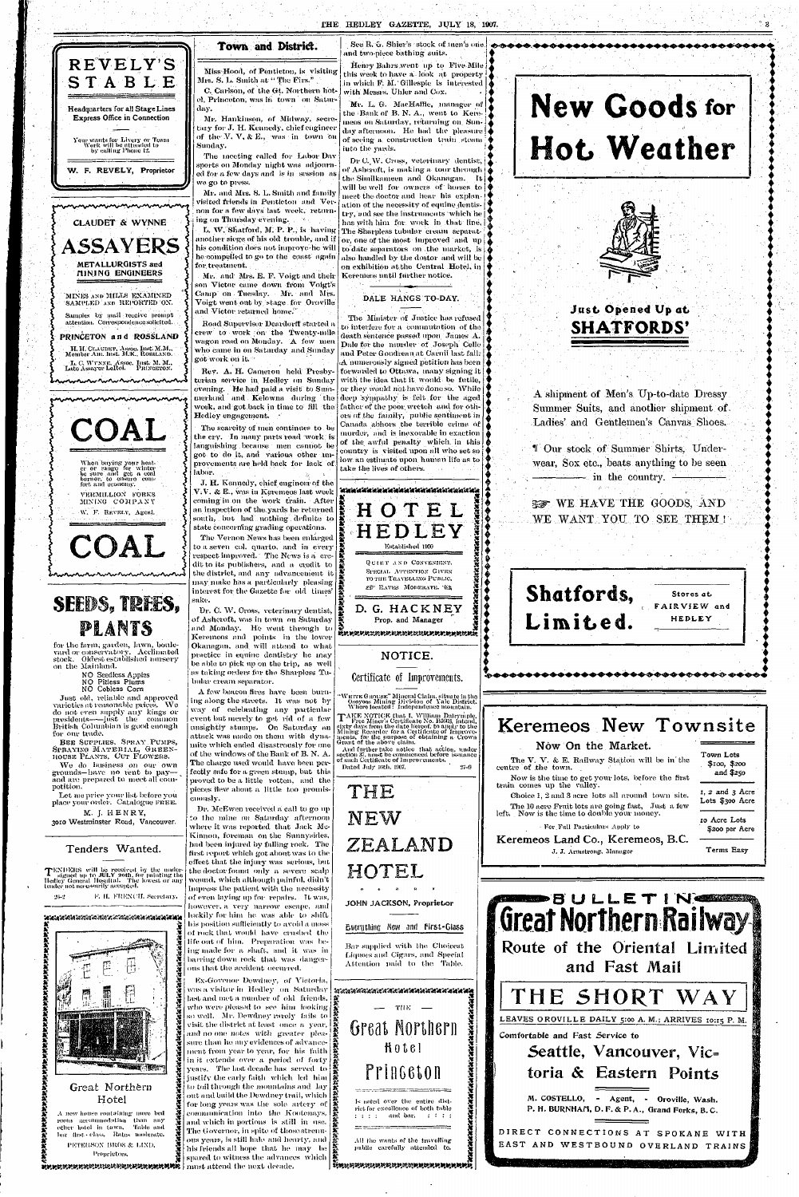# REVELY'S STABLE

Headquarters for all Stage Lines
Express Office in Connection

Your wants for Livery or Team Work will be attended to by calling Phone 12.

**W. F. REVELY, Proprietor**

---

CLAUDET & WYNNE

# ASSAYERS

METALLURGISTS and MINING ENGINEERS

MINES AND MILLS EXAMINED SAMPLED AND REPORTED ON.

Samples by mail receive prompt attention. Correspondence solicited.

**PRINCETON and ROSSLAND**

H. H. CLAUDET, Assoc. Inst. M.M., Member Am. Inst. M.E., ROSSLAND.

L. C. WYNNE, Assoc. Inst. M. M., Late Assayer LeRoi. PRINCETON.

---

# COAL

When buying your heater or range for winter be sure and get a coal burner, to ensure comfort and economy.

VERMILLION FORKS MINING COMPANY

W. F. REVELY, Agent.

# COAL

---

# SEEDS, TREES, PLANTS

for the farm, garden, lawn, boulevard or conservatory. Acclimated stock. Oldest established nursery on the Mainland.

NO Seedless Apples
NO Pitless Plums
NO Cobless Corn

Just old, reliable and approved varieties at reasonable prices. We do not even supply any kings or presidents—just the common British Columbian is good enough for our trade.

BEE SUPPLIES, SPRAY PUMPS, SPRAYING MATERIAL, GREENHOUSE PLANTS, CUT FLOWERS.

We do business on our own grounds—have no rent to pay—and are prepared to meet all competition.

Let me price your list before you place your order. Catalogue FREE.

M. J. HENRY,
3010 Westminster Road, Vancouver.

---

## Tenders Wanted.

TENDERS will be received by the undersigned up to JULY 20th, for painting the Hedley General Hospital. The lowest or any tender not necessarily accepted.

29-2 F. H. FRENCH, Secretary.

---

## Great Northern Hotel

A new house containing more bed room accommodation than any other hotel in town. Table and bar first-class. Rates moderate.

PETERSON BROS & LIND.
Proprietors.

---

## Town and District.

Miss Hood, of Penticton, is visiting Mrs. S. L. Smith at "The Firs."

C. Carlson, of the Gt. Northern hotel, Princeton, was in town on Saturday.

Mr. Hankinson, of Midway, secretary for J. H. Kennedy, chief engineer of the V. V. & E., was in town on Sunday.

The meeting called for Labor Day sports on Monday night was adjourned for a few days and is in session as we go to press.

Mr. and Mrs. S. L. Smith and family visited friends in Penticton and Vernon for a few days last week, returning on Thursday evening.

L. W. Shatford, M. P. P., is having another siege of his old trouble, and if his condition does not improve he will be compelled to go to the coast again for treatment.

Mr. and Mrs. E. F. Voigt and their son Victor came down from Voigt's Camp on Tuesday. Mr. and Mrs. Voigt went out by stage for Oroville and Victor returned home.

Road Supervisor Dearduff started a crew to work on the Twenty-mile wagon road on Monday. A few men who came in on Saturday and Sunday got work on it.

Rev. A. H. Cameron held Presbyterian service in Hedley on Sunday evening. He had paid a visit to Summerland and Kelowna during the week, and got back in time to fill the Hedley engagement.

The scarcity of men continues to be the cry. In many parts road work is languishing because men cannot be got to do it, and various other improvements are held back for lack of labor.

J. H. Kennedy, chief engineer of the V.V. & E., was in Keremeos last week coming in on the work train. After an inspection of the yards he returned south, but had nothing definite to state concerning grading operations.

The Vernon News has been enlarged to a seven col. quarto, and in every respect improved. The News is a credit to its publishers, and a credit to the district, and any advancement it may make has a particularly pleasing interest for the Gazette for old times' sake.

Dr. C. W. Cross, veterinary dentist, of Ashcroft, was in town on Saturday and Monday. He went through to Keremeos and points in the lower Okanagan, and will attend to what practice in equine dentistry he may be able to pick up on the trip, as well as taking orders for the Sharpless Tubular cream separator.

A few beacon fires have been burning along the streets. It was not by way of celebrating any particular event but merely to get rid of a few unsightly stumps. On Saturday an attack was made on them with dynamite which ended disastrously for one of the windows of the Bank of B. N. A. The charge used would have been perfectly safe for a green stump, but this proved to be a little rotten, and the pieces flew about a little too promiscuously.

Dr. McEwen received a call to go up to the mine on Saturday afternoon where it was reported that Jack McKinnon, foreman on the Sunnysides, had been injured by falling rock. The first report which got about was to the effect that the injury was serious, but the doctor found only a severe scalp wound, which although painful, didn't impress the patient with the necessity of even laying up for repairs. It was, however, a very narrow escape, and luckily for him he was able to shift his position sufficiently to avoid a mass of rock that would have crushed the life out of him. Preparation was being made for a shaft, and it was in barring down rock that was dangerous that the accident occurred.

Ex-Governor Dewdney, of Victoria, was a visitor in Hedley on Saturday last and met a number of old friends, who were pleased to see him looking so well. Mr. Dewdney rarely fails to visit the district at least once a year, and no one notes with greater pleasure than he any evidences of advancement from year to year, for his faith in it extends over a period of forty years. The last decade has served to justify the early faith which led him to trail through the mountains and lay out and build the Dewdney trail, which for long years was the sole artery of communication into the Kootenays, and which in portions is still in use. The Governor, in spite of those strenuous years, is still hale and hearty, and his friends all hope that he may be spared to witness the advances which must attend the next decade.

See R. G. Shier's stock of men's one and two-piece bathing suits.

Henry Bahrs went up to Five Mile this week to have a look at property in which F. M. Gillespie is interested with Messrs. Uhler and Cox.

Mr. L. G. MacHaffie, manager of the Bank of B. N. A., went to Keremeos on Saturday, returning on Sunday afternoon. He had the pleasure of seeing a construction train steam into the yards.

Dr C. W. Cross, veterinary dentist, of Ashcroft, is making a tour through the Similkameen and Okanagan. It will be well for owners of horses to meet the doctor and hear his explanation of the necessity of equine dentistry, and see the instruments which he has with him for work in that line. The Sharpless tubular cream separator, one of the most improved and up to date separators on the market, is also handled by the doctor and will be on exhibition at the Central Hotel, in Keremeos until further notice.

## DALE HANGS TO-DAY.

The Minister of Justice has refused to interfere for a commutation of the death sentence passed upon James A. Dale for the murder of Joseph Cello and Peter Goodreau at Carmi last fall. A numerously signed petition has been forwarded to Ottawa, many signing it with the idea that it would be futile, or they would not have done so. While deep sympathy is felt for the aged father of the poor wretch and for others of the family, public sentiment in Canada abhors the terrible crime of murder, and is inexorable in exaction of the awful penalty which in this country is visited upon all who set so low an estimate upon human life as to take the lives of others.

---

# HOTEL HEDLEY

Established 1900

QUIET AND CONVENIENT.
SPECIAL ATTENTION GIVEN TO THE TRAVELLING PUBLIC.
RATES MODERATE

**D. G. HACKNEY**
Prop. and Manager

---

## NOTICE.

### Certificate of Improvements.

"WHITE GROUSE" Mineral Claim, situate in the Osoyoos Mining Division of Yale District. Where located: Independence mountain.

TAKE NOTICE that I, William Daterman, Free Miner's Certificate No. B3662, intend, sixty days from the date hereof, to apply to the Mining Recorder for a Certificate of Improvements, for the purpose of obtaining a Crown Grant of the above claim.

And further take notice that action, under section 37, must be commenced before issuance of such Certificate of Improvements.

Dated July 18th, 1907. 27-9

---

# THE NEW ZEALAND HOTEL

JOHN JACKSON, Proprietor

Everything New and First-Class

Bar supplied with the Choicest Liquors and Cigars, and Special Attention paid to the Table.

---

## THE Great Northern Hotel Princeton

Is noted over the entire district for excellence of both table and bar.

All the wants of the travelling public carefully attended to.

---

# New Goods for Hot Weather

### Just Opened Up at SHATFORDS'

A shipment of Men's Up-to-date Dressy Summer Suits, and another shipment of Ladies' and Gentlemen's Canvas Shoes.

¶ Our stock of Summer Shirts, Underwear, Sox etc., beats anything to be seen in the country.

WE HAVE THE GOODS, AND WE WANT YOU TO SEE THEM!

**Shatfords, Limited.** Stores at FAIRVIEW and HEDLEY

---

# Keremeos New Townsite

## Now On the Market.

The V. V. & E. Railway Station will be in the centre of the town.

Now is the time to get your lots, before the first train comes up the valley.

Choice 1, 2 and 3 acre lots all around town site.

The 10 acre Fruit lots are going fast. Just a few left. Now is the time to double your money.

For Full Particulars Apply to

Town Lots $100, $200 and $250

1, 2 and 3 Acre Lots $300 Acre

10 Acre Lots $200 per Acre

**Keremeos Land Co., Keremeos, B.C.**

J. J. Armstrong, Manager

Terms Easy

---

BULLETIN

# Great Northern Railway

Route of the Oriental Limited and Fast Mail

## THE SHORT WAY

LEAVES OROVILLE DAILY 5:00 A. M.; ARRIVES 10:15 P. M.

Comfortable and Fast Service to

### Seattle, Vancouver, Victoria & Eastern Points

M. COSTELLO, - Agent, - Oroville, Wash.
P. H. BURNHAM, D. F. & P. A., Grand Forks, B. C.

DIRECT CONNECTIONS AT SPOKANE WITH EAST AND WESTBOUND OVERLAND TRAINS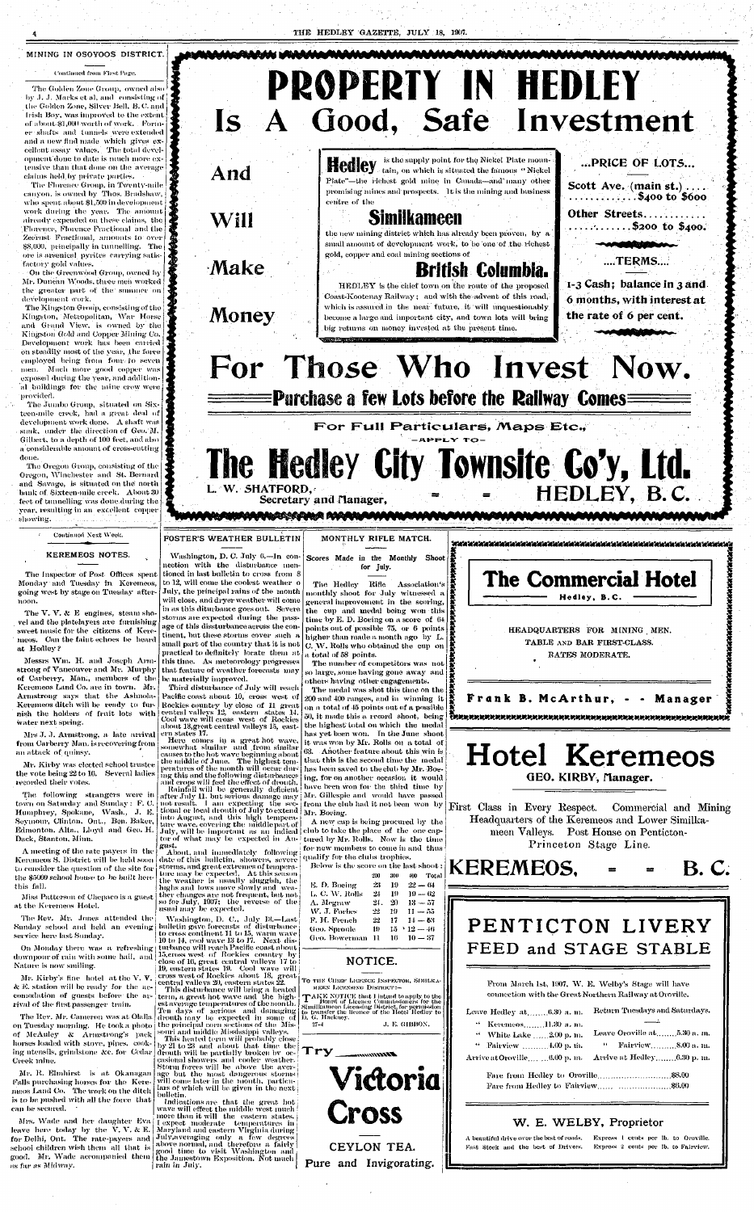## MINING IN OSOYOOS DISTRICT.

Continued from First Page.

The Golden Zone Group, owned also by J. J. Marks et al, and consisting of the Golden Zone, Silver Bell, B. C. and Irish Boy, was improved to the extent of about $3,000 worth of work. Former shafts and tunnels were extended and a new find made which gives excellent assay values. The total development done to date is much more extensive than that done on the average claims held by private parties.

The Florence Group, in Twenty-mile canyon, is owned by Thos. Bradshaw, who spent about $1,500 in development work during the year. The amount already expended on these claims, the Florence, Florence Fractional and the Zeerust Fractional, amounts to over $8,000, principally in tunnelling. The ore is arsenical pyrites carrying satisfactory gold values.

On the Greenwood Group, owned by Mr. Duncan Woods, three men worked the greater part of the summer on development work.

The Kingston Group, consisting of the Kingston, Metropolitan, War Horse and Grand View, is owned by the Kingston Gold and Copper Mining Co. Development work has been carried on steadily most of the year, the force employed being from four to seven men. Much more good copper was exposed during the year, and additional buildings for the mine crew were provided.

The Jumbo Group, situated on Sixteen-mile creek, had a great deal of development work done. A shaft was sunk, under the direction of Geo. M. Gilbert, to a depth of 100 feet, and also a considerable amount of cross-cutting done.

The Oregon Group, consisting of the Oregon, Winchester and St. Bernard and Savage, is situated on the north bank of Sixteen-mile creek. About 30 feet of tunnelling was done during the year, resulting in an excellent copper showing.

Continued Next Week.

## KEREMEOS NOTES.

The Inspector of Post Offices spent Monday and Tuesday in Keremeos, going west by stage on Tuesday afternoon.

The V. V. & E engines, steam shovel and the pistedyers are furnishing sweet music for the citizens of Keremeos. Can the faint echoes be heard at Hedley?

Messrs Wm. H. and Joseph Armstrong of Vancouver and Mr. Murphy of Carberry, Man., members of the Keremeos Land Co. are in town. Mr. Armstrong says that the Ashnola-Keremeos ditch will be ready to furnish the holders of fruit lots with water next spring.

Mrs J. J. Armstrong, a late arrival from Carberry Man. is recovering from an attack of quinsy.

Mr. Kirby was elected school trustee the vote being 22 to 16. Several ladies recorded their votes.

The following strangers were in town on Saturday and Sunday: F. C. Humphrey, Spokane, Wash.; J. E. Seymour, Clinton, Ont., Ben. Baker, Edmonton, Alta., Lloyd and Geo. H. Duck, Stanton, Minn.

A meeting of the rate payers in the Keremeos S. District will be held soon to consider the question of the site for the $5000 school house to be built here this fall.

Miss Patterson of Chepaco is a guest at the Keremeos Hotel.

The Rev. Mr. Jones attended the Sunday school and held an evening service here last Sunday.

On Monday there was a refreshing downpour of rain with some hail, and Nature is now smiling.

Mr. Kirby's fine hotel at the V. V. & E. station will be ready for the accomodation of guests before the arrival of the first passenger train.

The Rev. Mr. Cameron was at Olalla on Tuesday morning. He took a photo of McAuley & Armstrong's pack horses loaded with stove, pipes, cooking utensils, grindstone &c. for Cedar Creek mine.

Mr. R. Elmhirst is at Okanagan Falls purchasing horses for the Keremeos Land Co. The work on the ditch is to be pushed with all the force that can be secured.

Mrs. Wade and her daughter Eva leave here today by the V. V. & E. for Delhi, Ont. The rate-payers and school children wish them all that is good. Mr. Wade accompanied them as far as Midway.

---

# PROPERTY IN HEDLEY
# Is A Good, Safe Investment

## And Will Make Money

**Hedley** is the supply point for the Nickel Plate mountain, on which is situated the famous "Nickel Plate"—the richest gold mine in Canada—and many other promising mines and prospects. It is the mining and business centre of the

**Similkameen**

the new mining district which has already been proven, by a small amount of development work, to be one of the richest gold, copper and coal mining sections of

**British Columbia.**

HEDLEY is the chief town on the route of the proposed Coast-Kootenay Railway; and with the advent of this road, which is assured in the near future, it will unquestionably become a large and important city, and town lots will bring big returns on money invested at the present time.

**...PRICE OF LOTS...**

**Scott Ave. (main st.) .... $400 to $600**

**Other Streets.......... $200 to $400.**

**....TERMS....**

**1-3 Cash; balance in 3 and 6 months, with interest at the rate of 6 per cent.**

# For Those Who Invest Now.

**Purchase a few Lots before the Railway Comes**

**For Full Particulars, Maps Etc.,**

—APPLY TO—

# The Hedley City Townsite Co'y, Ltd.

L. W. SHATFORD, Secretary and Manager, HEDLEY, B. C.

---

## FOSTER'S WEATHER BULLETIN

Washington, D. C. July 6.—In connection with the disturbance mentioned in last bulletin to cross from 8 to 12, will come the coolest weather of July, the principal rains of the month will close, and dryer weather will come in as this disturbance goes out. Severe storms are expected during the passage of this disturbance across the continent, but these storms cover such a small part of the country that it is not practical to definitely locate them at this time. As meteorology progresses that feature of weather forecasts may be materially improved.

Third disturbance of July will reach Pacific coast about 10, cross west of Rockies country by close of 11 great central valleys 12, eastern states 14. Cool wave will cross west of Rockies about 13, great central valleys 15, eastern states 17.

Here comes in a great hot wave, somewhat similar and from similar causes to the hot wave beginning about the middle of June. The highest temperatures of the month will occur during this and the following disturbances and crops will feel the effect of drouth. Rainfall will be generally deficient after July 11. but serious damage may not result. I am expecting the sectional or local drouth of July to extend into August, and this high temperature wave, covering the middle part of July, will be important as an indicator of what may be expected in August.

About, and immediately following date of this bulletin, showers, severe storms, and great extremes of temperature may be expected. At this season the weather is usually sluggish, the highs and lows move slowly and weather changes are not frequent, but not so for July, 1907; the reverse of the usual may be expected.

Washington, D. C., July 13.—Last bulletin gave forecasts of disturbance to cross continent 11 to 15, warm wave 10 to 14, cool wave 13 to 17. Next disturbance will reach Pacific coast about 15, cross west of Rockies country by close of 16, great central valleys 17 to 19, eastern states 20. Cool wave will cross west of Rockies about 18, great central valleys 20, eastern states 22.

This disturbance will bring a heated term, a great hot wave and the highest average temperatures of the month. Ten days of serious and damaging drouth may be expected in some of the principal corn sections of the Missouri and middle Mississippi valleys. This heated term will probably close by 21 to 23 and about that time the drouth will be partially broken by occasional showers and cooler weather. Storm forces will be above the average but the most dangerous storms will come later in the month, particulars of which will be given in the next bulletin.

Indications are that the great hot wave will effect the middle west much more than it will the eastern states. I expect moderate temperatures in Maryland and eastern Virginia during July, averaging only a few degrees above normal, and therefore a fairly good time to visit Washington and the Jamestown Exposition. Not much rain in July.

## MONTHLY RIFLE MATCH.

**Scores Made in the Monthly Shoot for July.**

The Hedley Rifle Association's monthly shoot for July witnessed a general improvement in the scoring, the cup and medal being won this time by E. D. Boeing on a score of 64 points out of possible 75, or 6 points higher than made a month ago by L. C. W. Rolls who obtained the cup on a total of 58 points.

The number of competitors was not so large, some having gone away and others having other engagements.

The medal was shot this time on the 200 and 400 ranges, and in winning it on a total of 45 points out of a possible 50, it made this a record shoot, being the highest total on which the medal has yet been won. In the June shoot it was won by Mr. Rolls on a total of 63. Another feature about this win is that this is the second time the medal has been saved to the club by Mr. Boeing, for on another occasion it would have been won for the third time by Mr. Gillespie and would have passed from the club had it not been won by Mr. Boeing.

A new cup is being procured by the club to take the place of the one captured by Mr. Rolls. Now is the time for new members to come in and thus qualify for the clubs trophies.

Below is the score on the last shoot:

| | 200 | 300 | 600 | Total |
|---|---|---|---|---|
| E. D. Boeing | 23 | 19 | 22 | — 64 |
| L. C. W. Rolls | 23 | 19 | 19 | — 62 |
| A. Megraw | 24 | 20 | 13 | — 57 |
| W. J. Forbes | 22 | 19 | 11 | — 55 |
| F. H. French | 22 | 17 | 14 | — 53 |
| Geo. Sproule | 19 | 15 | 12 | — 46 |
| Geo. Bowerman | 11 | 16 | 10 | — 37 |

## NOTICE.

To the Chief License Inspector, Similkameen Licensing District:—

TAKE NOTICE that I intend to apply to the Board of License Commissioners for the Similkameen Licensing District, for permission to transfer the licence of the Hotel Hedley to D. G. Hackney.

27-4 J. E. GIBBON.

Try **Victoria Cross** CEYLON TEA. Pure and Invigorating.

---

# The Commercial Hotel

Hedley, B. C.

HEADQUARTERS FOR MINING MEN. TABLE AND BAR FIRST-CLASS. RATES MODERATE.

**Frank B. McArthur, - - Manager**

# Hotel Keremeos

**GEO. KIRBY, Manager.**

First Class in Every Respect. Commercial and Mining Headquarters of the Keremeos and Lower Similkameen Valleys. Post House on Penticton-Princeton Stage Line.

## KEREMEOS, - - B. C.

# PENTICTON LIVERY FEED and STAGE STABLE

From March 1st, 1907, W. E. Welby's Stage will leave connection with the Great Northern Railway at Oroville.

Leave Hedley at......6.30 a. m. Return Tuesdays and Saturdays.
" Keremeos......11.30 a. m.
" White Lake......2.00 p. m. Leave Oroville at......5.30 a. m.
" Fairview......4.00 p. m. " Fairview......8.00 a. m.
Arrive at Oroville......6.00 p. m. Arrive at Hedley......6.30 p. m.

Fare from Hedley to Oroville......$8.00
Fare from Hedley to Fairview......$6.00

## W. E. WELBY, Proprietor

A beautiful drive over the best of roads. Fast Stock and the best of Drivers. Express 1 cents per lb. to Oroville. Express 2 cents per lb. to Fairview.